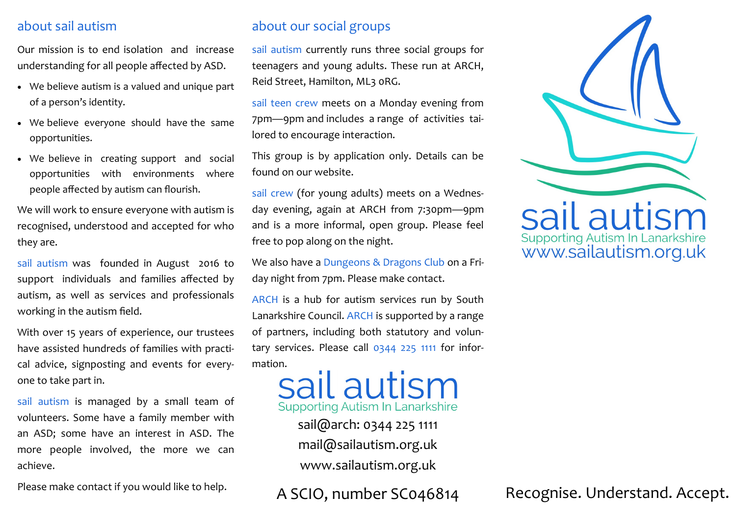## about sail autism

Our mission is to end isolation and increase understanding for all people affected by ASD.

- We believe autism is a valued and unique part of a person's identity.
- We believe everyone should have the same opportunities.
- We believe in creating support and social opportunities with environments where people affected by autism can flourish.

We will work to ensure everyone with autism is recognised, understood and accepted for who they are.

sail autism was founded in August 2016 to support individuals and families affected by autism, as well as services and professionals working in the autism field.

With over 15 years of experience, our trustees have assisted hundreds of families with practical advice, signposting and events for everyone to take part in.

sail autism is managed by a small team of volunteers. Some have a family member with an ASD; some have an interest in ASD. The more people involved, the more we can achieve.

Please make contact if you would like to help.

## about our social groups

sail autism currently runs three social groups for teenagers and young adults. These run at ARCH, Reid Street, Hamilton, ML3 0RG.

sail teen crew meets on a Monday evening from 7pm—9pm and includes a range of activities tailored to encourage interaction.

This group is by application only. Details can be found on our website.

sail crew (for young adults) meets on a Wednesday evening, again at ARCH from 7:30pm—9pm and is a more informal, open group. Please feel free to pop along on the night.

We also have a Dungeons & Dragons Club on a Friday night from 7pm. Please make contact.

ARCH is a hub for autism services run by South Lanarkshire Council. ARCH is supported by a range of partners, including both statutory and voluntary services. Please call 0344 225 1111 for information.

sail autism
Supporting Autism In Lanarkshire

sail@arch: 0344 225 1111

mail@sailautism.org.uk

www.sailautism.org.uk

A SCIO, number SC046814

sail autism
Supporting Autism In Lanarkshire
www.sailautism.org.uk

Recognise. Understand. Accept.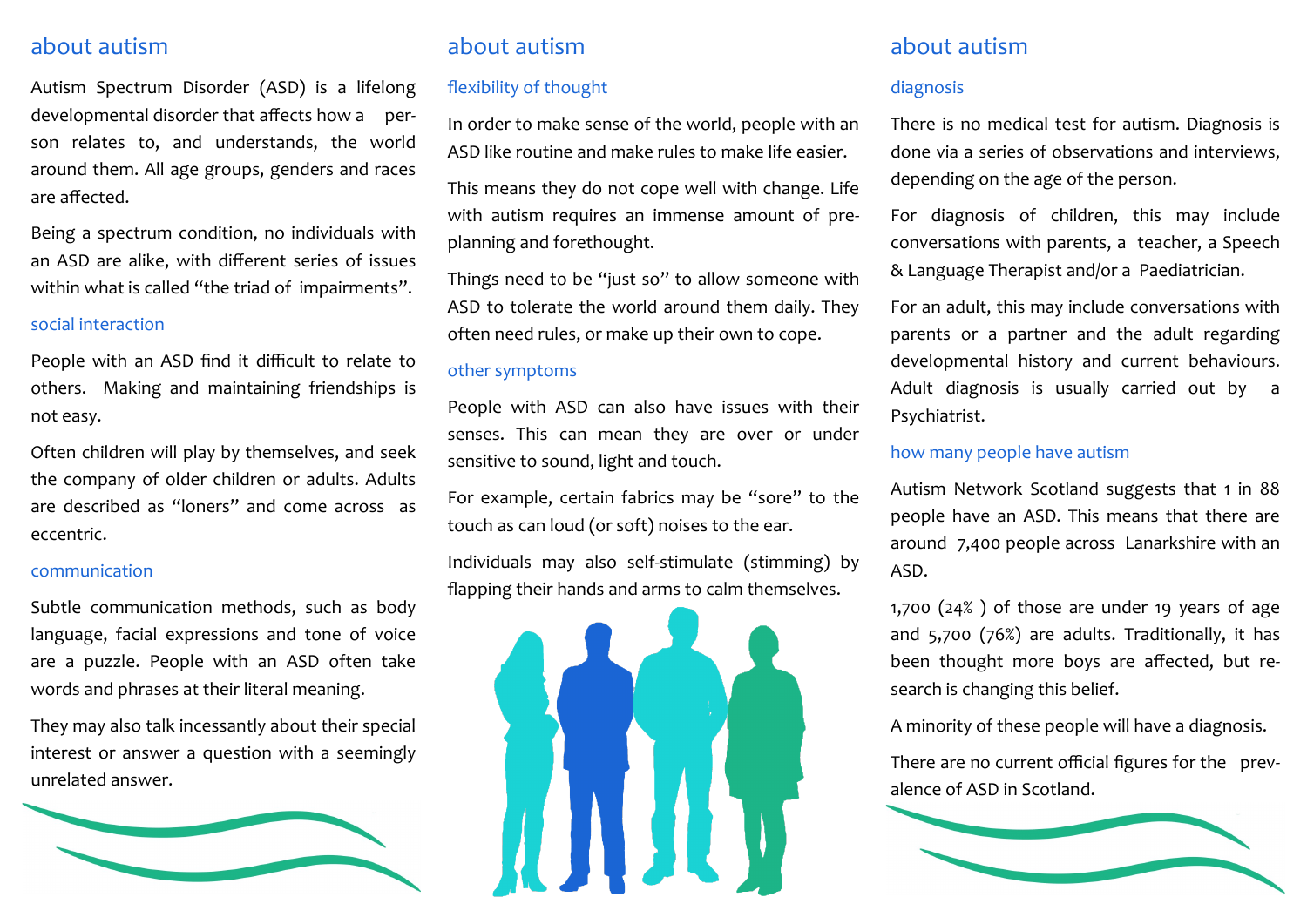## about autism

Autism Spectrum Disorder (ASD) is a lifelong developmental disorder that affects how a person relates to, and understands, the world around them. All age groups, genders and races are affected.

Being a spectrum condition, no individuals with an ASD are alike, with different series of issues within what is called "the triad of impairments".

### social interaction

People with an ASD find it difficult to relate to others. Making and maintaining friendships is not easy.

Often children will play by themselves, and seek the company of older children or adults. Adults are described as "loners" and come across as eccentric.

### communication

Subtle communication methods, such as body language, facial expressions and tone of voice are a puzzle. People with an ASD often take words and phrases at their literal meaning.

They may also talk incessantly about their special interest or answer a question with a seemingly unrelated answer.

## about autism

### flexibility of thought

In order to make sense of the world, people with an ASD like routine and make rules to make life easier.

This means they do not cope well with change. Life with autism requires an immense amount of pre-planning and forethought.

Things need to be "just so" to allow someone with ASD to tolerate the world around them daily. They often need rules, or make up their own to cope.

### other symptoms

People with ASD can also have issues with their senses. This can mean they are over or under sensitive to sound, light and touch.

For example, certain fabrics may be "sore" to the touch as can loud (or soft) noises to the ear.

Individuals may also self-stimulate (stimming) by flapping their hands and arms to calm themselves.

## about autism

### diagnosis

There is no medical test for autism. Diagnosis is done via a series of observations and interviews, depending on the age of the person.

For diagnosis of children, this may include conversations with parents, a teacher, a Speech & Language Therapist and/or a Paediatrician.

For an adult, this may include conversations with parents or a partner and the adult regarding developmental history and current behaviours. Adult diagnosis is usually carried out by a Psychiatrist.

### how many people have autism

Autism Network Scotland suggests that 1 in 88 people have an ASD. This means that there are around 7,400 people across Lanarkshire with an ASD.

1,700 (24% ) of those are under 19 years of age and 5,700 (76%) are adults. Traditionally, it has been thought more boys are affected, but research is changing this belief.

A minority of these people will have a diagnosis.

There are no current official figures for the prevalence of ASD in Scotland.